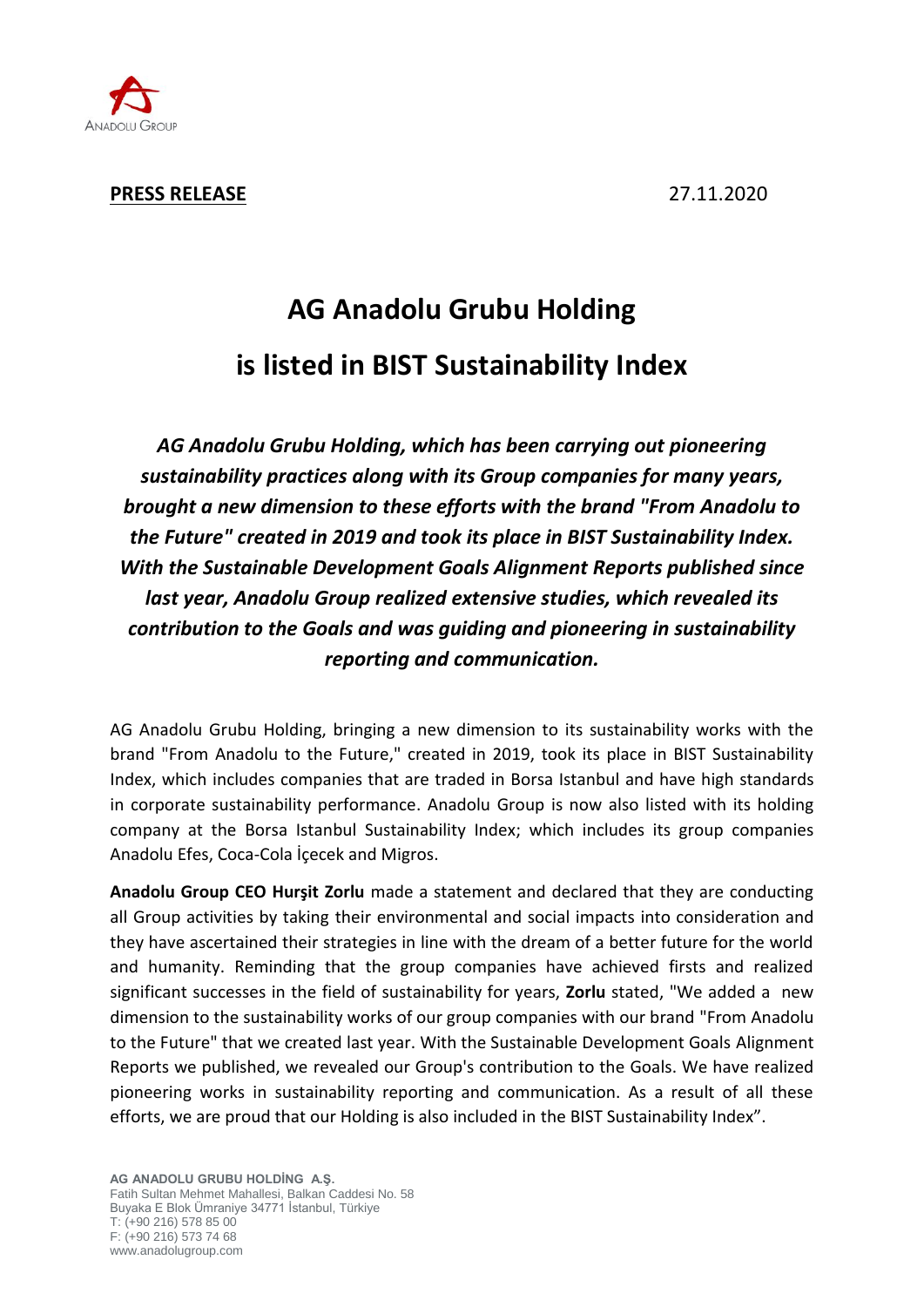**PRESS RELEASE** 27.11.2020

# AG Anadolu Grubu Holding is listed in BIST Sustainability Index

***AG Anadolu Grubu Holding, which has been carrying out pioneering sustainability practices along with its Group companies for many years, brought a new dimension to these efforts with the brand "From Anadolu to the Future" created in 2019 and took its place in BIST Sustainability Index. With the Sustainable Development Goals Alignment Reports published since last year, Anadolu Group realized extensive studies, which revealed its contribution to the Goals and was guiding and pioneering in sustainability reporting and communication.***

AG Anadolu Grubu Holding, bringing a new dimension to its sustainability works with the brand "From Anadolu to the Future," created in 2019, took its place in BIST Sustainability Index, which includes companies that are traded in Borsa Istanbul and have high standards in corporate sustainability performance. Anadolu Group is now also listed with its holding company at the Borsa Istanbul Sustainability Index; which includes its group companies Anadolu Efes, Coca-Cola İçecek and Migros.

**Anadolu Group CEO Hurşit Zorlu** made a statement and declared that they are conducting all Group activities by taking their environmental and social impacts into consideration and they have ascertained their strategies in line with the dream of a better future for the world and humanity. Reminding that the group companies have achieved firsts and realized significant successes in the field of sustainability for years, **Zorlu** stated, "We added a new dimension to the sustainability works of our group companies with our brand "From Anadolu to the Future" that we created last year. With the Sustainable Development Goals Alignment Reports we published, we revealed our Group's contribution to the Goals. We have realized pioneering works in sustainability reporting and communication. As a result of all these efforts, we are proud that our Holding is also included in the BIST Sustainability Index".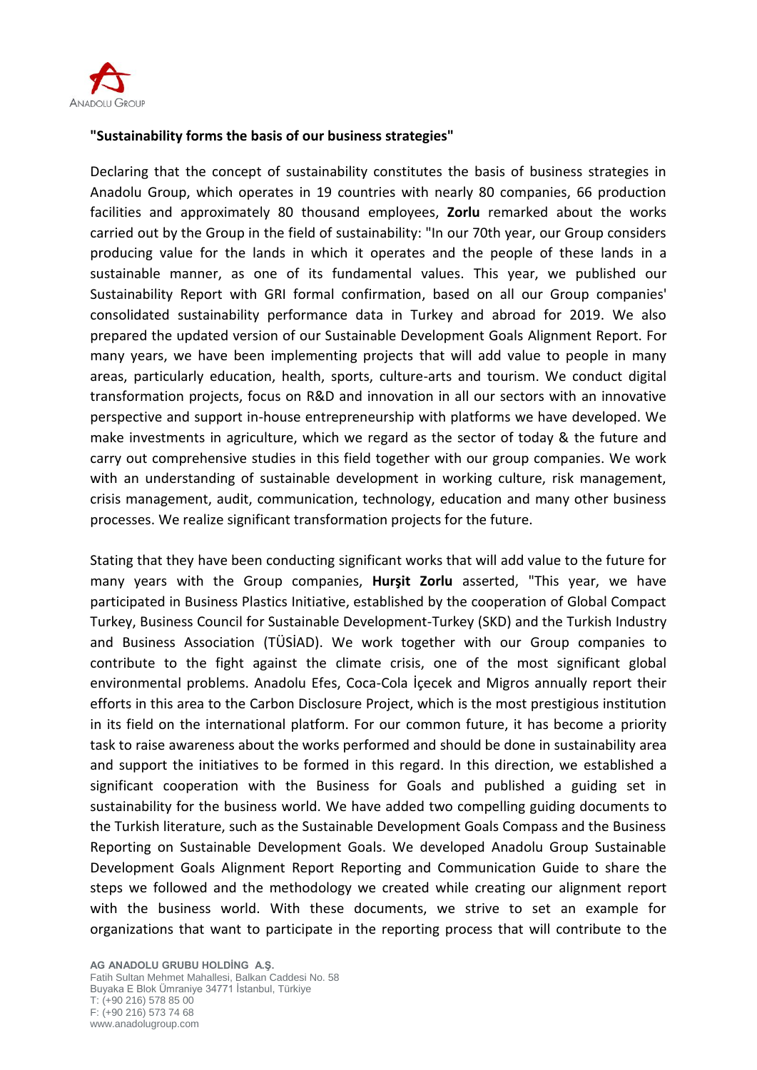**"Sustainability forms the basis of our business strategies"**

Declaring that the concept of sustainability constitutes the basis of business strategies in Anadolu Group, which operates in 19 countries with nearly 80 companies, 66 production facilities and approximately 80 thousand employees, **Zorlu** remarked about the works carried out by the Group in the field of sustainability: "In our 70th year, our Group considers producing value for the lands in which it operates and the people of these lands in a sustainable manner, as one of its fundamental values. This year, we published our Sustainability Report with GRI formal confirmation, based on all our Group companies' consolidated sustainability performance data in Turkey and abroad for 2019. We also prepared the updated version of our Sustainable Development Goals Alignment Report. For many years, we have been implementing projects that will add value to people in many areas, particularly education, health, sports, culture-arts and tourism. We conduct digital transformation projects, focus on R&D and innovation in all our sectors with an innovative perspective and support in-house entrepreneurship with platforms we have developed. We make investments in agriculture, which we regard as the sector of today & the future and carry out comprehensive studies in this field together with our group companies. We work with an understanding of sustainable development in working culture, risk management, crisis management, audit, communication, technology, education and many other business processes. We realize significant transformation projects for the future.

Stating that they have been conducting significant works that will add value to the future for many years with the Group companies, **Hurşit Zorlu** asserted, "This year, we have participated in Business Plastics Initiative, established by the cooperation of Global Compact Turkey, Business Council for Sustainable Development-Turkey (SKD) and the Turkish Industry and Business Association (TÜSİAD). We work together with our Group companies to contribute to the fight against the climate crisis, one of the most significant global environmental problems. Anadolu Efes, Coca-Cola İçecek and Migros annually report their efforts in this area to the Carbon Disclosure Project, which is the most prestigious institution in its field on the international platform. For our common future, it has become a priority task to raise awareness about the works performed and should be done in sustainability area and support the initiatives to be formed in this regard. In this direction, we established a significant cooperation with the Business for Goals and published a guiding set in sustainability for the business world. We have added two compelling guiding documents to the Turkish literature, such as the Sustainable Development Goals Compass and the Business Reporting on Sustainable Development Goals. We developed Anadolu Group Sustainable Development Goals Alignment Report Reporting and Communication Guide to share the steps we followed and the methodology we created while creating our alignment report with the business world. With these documents, we strive to set an example for organizations that want to participate in the reporting process that will contribute to the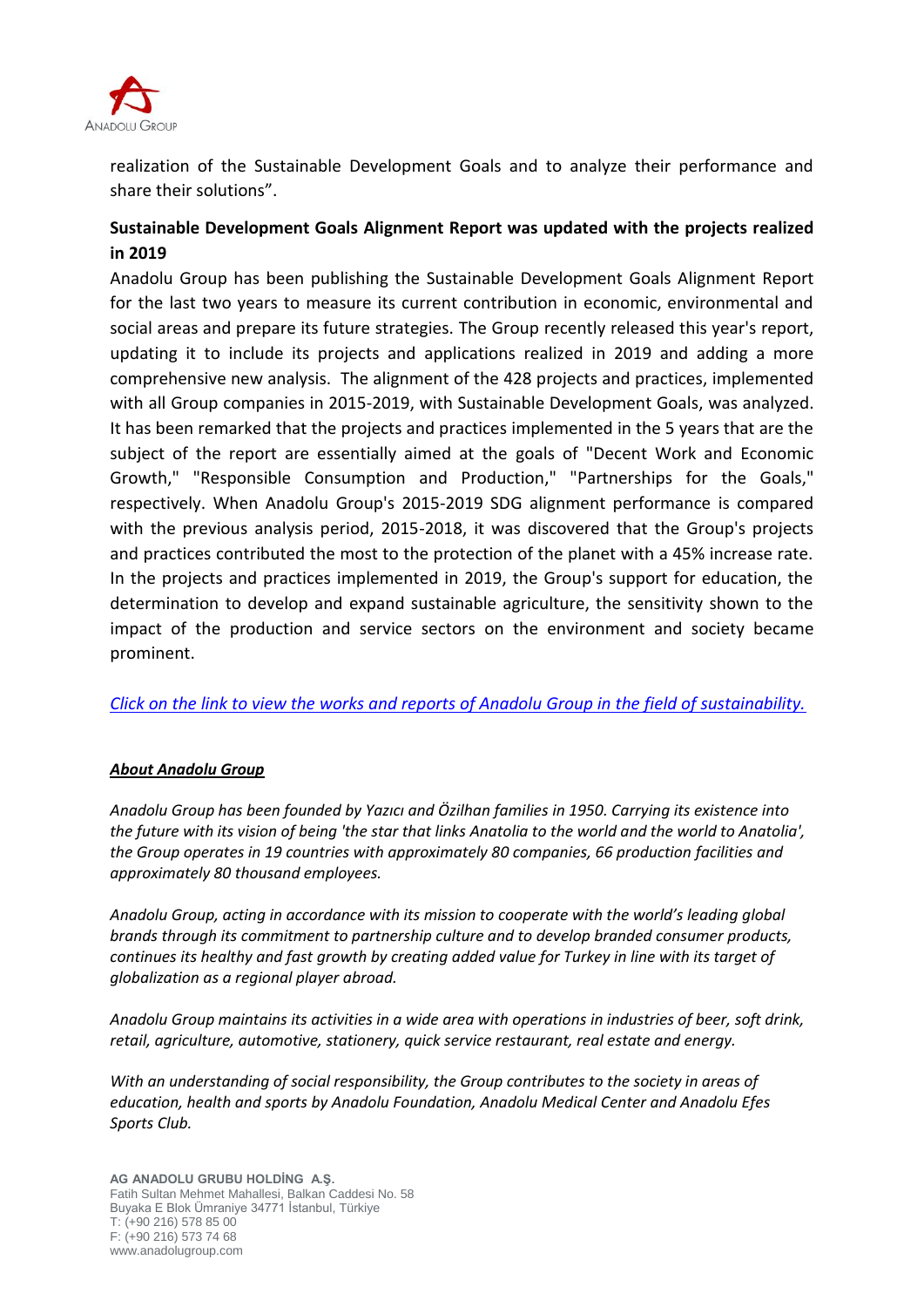realization of the Sustainable Development Goals and to analyze their performance and share their solutions".

## Sustainable Development Goals Alignment Report was updated with the projects realized in 2019

Anadolu Group has been publishing the Sustainable Development Goals Alignment Report for the last two years to measure its current contribution in economic, environmental and social areas and prepare its future strategies. The Group recently released this year's report, updating it to include its projects and applications realized in 2019 and adding a more comprehensive new analysis. The alignment of the 428 projects and practices, implemented with all Group companies in 2015-2019, with Sustainable Development Goals, was analyzed. It has been remarked that the projects and practices implemented in the 5 years that are the subject of the report are essentially aimed at the goals of "Decent Work and Economic Growth," "Responsible Consumption and Production," "Partnerships for the Goals," respectively. When Anadolu Group's 2015-2019 SDG alignment performance is compared with the previous analysis period, 2015-2018, it was discovered that the Group's projects and practices contributed the most to the protection of the planet with a 45% increase rate. In the projects and practices implemented in 2019, the Group's support for education, the determination to develop and expand sustainable agriculture, the sensitivity shown to the impact of the production and service sectors on the environment and society became prominent.

*Click on the link to view the works and reports of Anadolu Group in the field of sustainability.*

***About Anadolu Group***

*Anadolu Group has been founded by Yazıcı and Özilhan families in 1950. Carrying its existence into the future with its vision of being 'the star that links Anatolia to the world and the world to Anatolia', the Group operates in 19 countries with approximately 80 companies, 66 production facilities and approximately 80 thousand employees.*

*Anadolu Group, acting in accordance with its mission to cooperate with the world's leading global brands through its commitment to partnership culture and to develop branded consumer products, continues its healthy and fast growth by creating added value for Turkey in line with its target of globalization as a regional player abroad.*

*Anadolu Group maintains its activities in a wide area with operations in industries of beer, soft drink, retail, agriculture, automotive, stationery, quick service restaurant, real estate and energy.*

*With an understanding of social responsibility, the Group contributes to the society in areas of education, health and sports by Anadolu Foundation, Anadolu Medical Center and Anadolu Efes Sports Club.*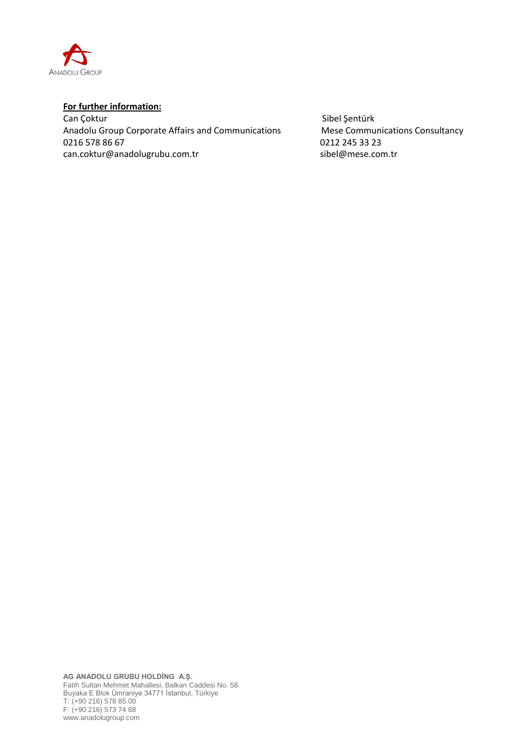**For further information:**

Can Çoktur
Anadolu Group Corporate Affairs and Communications
0216 578 86 67
can.coktur@anadolugrubu.com.tr

Sibel Şentürk
Mese Communications Consultancy
0212 245 33 23
sibel@mese.com.tr

**AG ANADOLU GRUBU HOLDİNG A.Ş.**
Fatih Sultan Mehmet Mahallesi, Balkan Caddesi No. 58
Buyaka E Blok Ümraniye 34771 İstanbul, Türkiye
T: (+90 216) 578 85 00
F: (+90 216) 573 74 68
www.anadolugroup.com